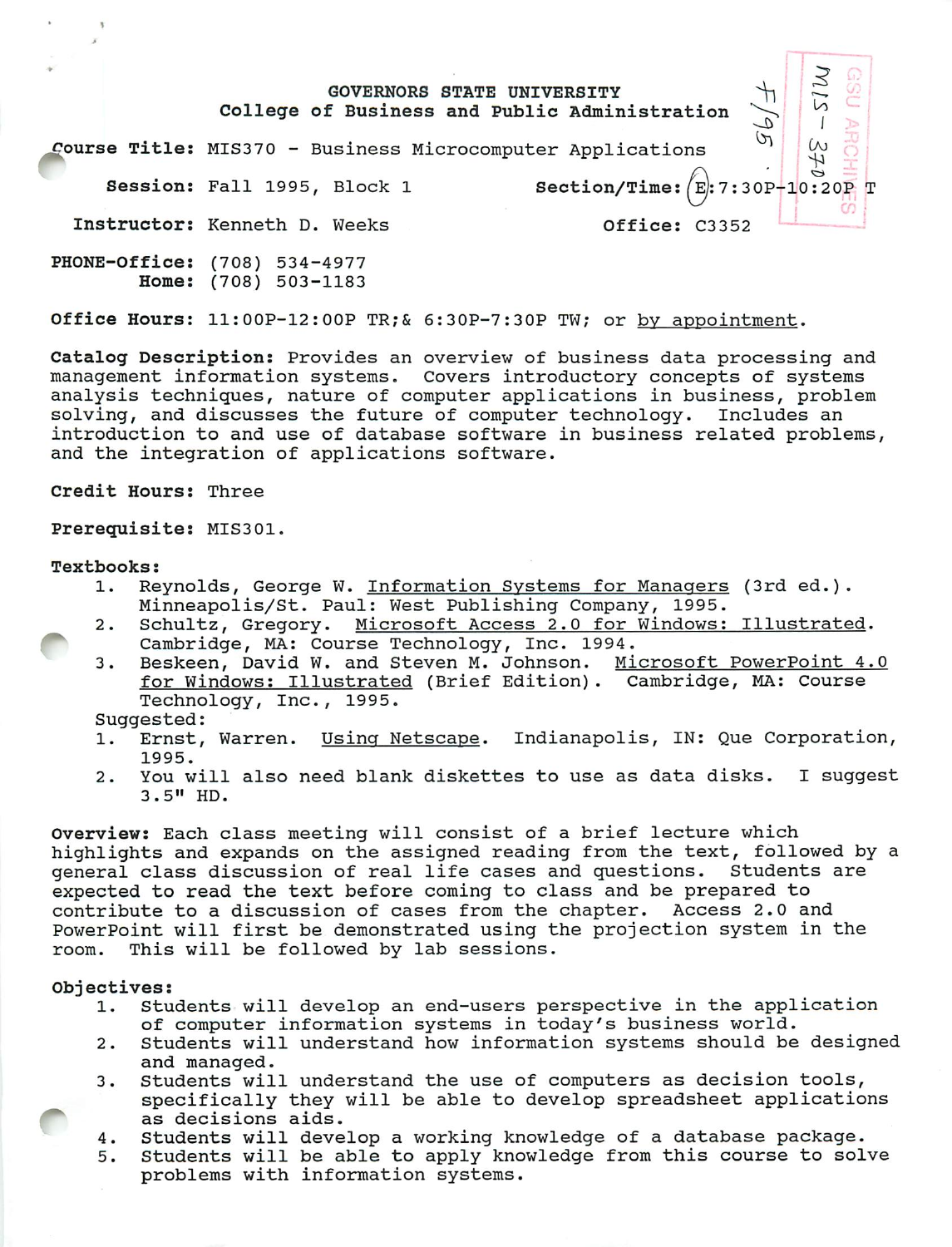# GOVERNORS STATE UNIVERSITY
## College of Business and Public Administration

F/95

MIS-370

GSU ARCHIVES

**Course Title:** MIS370 - Business Microcomputer Applications

**Session:** Fall 1995, Block 1 **Section/Time:** E:7:30P-10:20P T

**Instructor:** Kenneth D. Weeks **Office:** C3352

**PHONE-Office:** (708) 534-4977
**Home:** (708) 503-1183

**Office Hours:** 11:00P-12:00P TR;& 6:30P-7:30P TW; or by appointment.

**Catalog Description:** Provides an overview of business data processing and management information systems. Covers introductory concepts of systems analysis techniques, nature of computer applications in business, problem solving, and discusses the future of computer technology. Includes an introduction to and use of database software in business related problems, and the integration of applications software.

**Credit Hours:** Three

**Prerequisite:** MIS301.

**Textbooks:**

1. Reynolds, George W. Information Systems for Managers (3rd ed.). Minneapolis/St. Paul: West Publishing Company, 1995.
2. Schultz, Gregory. Microsoft Access 2.0 for Windows: Illustrated. Cambridge, MA: Course Technology, Inc. 1994.
3. Beskeen, David W. and Steven M. Johnson. Microsoft PowerPoint 4.0 for Windows: Illustrated (Brief Edition). Cambridge, MA: Course Technology, Inc., 1995.

Suggested:

1. Ernst, Warren. Using Netscape. Indianapolis, IN: Que Corporation, 1995.
2. You will also need blank diskettes to use as data disks. I suggest 3.5" HD.

**Overview:** Each class meeting will consist of a brief lecture which highlights and expands on the assigned reading from the text, followed by a general class discussion of real life cases and questions. Students are expected to read the text before coming to class and be prepared to contribute to a discussion of cases from the chapter. Access 2.0 and PowerPoint will first be demonstrated using the projection system in the room. This will be followed by lab sessions.

**Objectives:**

1. Students will develop an end-users perspective in the application of computer information systems in today's business world.
2. Students will understand how information systems should be designed and managed.
3. Students will understand the use of computers as decision tools, specifically they will be able to develop spreadsheet applications as decisions aids.
4. Students will develop a working knowledge of a database package.
5. Students will be able to apply knowledge from this course to solve problems with information systems.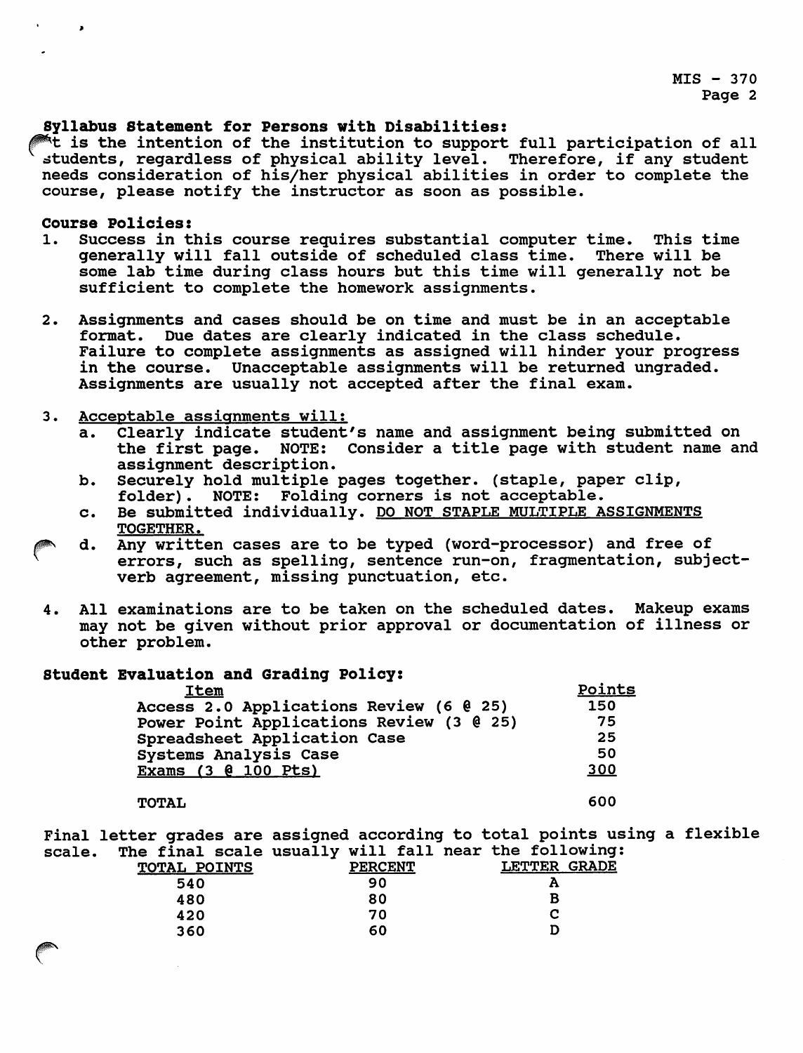**Syllabus Statement for Persons with Disabilities:**
It is the intention of the institution to support full participation of all students, regardless of physical ability level. Therefore, if any student needs consideration of his/her physical abilities in order to complete the course, please notify the instructor as soon as possible.

**Course Policies:**

1. Success in this course requires substantial computer time. This time generally will fall outside of scheduled class time. There will be some lab time during class hours but this time will generally not be sufficient to complete the homework assignments.

2. Assignments and cases should be on time and must be in an acceptable format. Due dates are clearly indicated in the class schedule. Failure to complete assignments as assigned will hinder your progress in the course. Unacceptable assignments will be returned ungraded. Assignments are usually not accepted after the final exam.

3. <u>Acceptable assignments will:</u>
   a. Clearly indicate student's name and assignment being submitted on the first page. NOTE: Consider a title page with student name and assignment description.
   b. Securely hold multiple pages together. (staple, paper clip, folder). NOTE: Folding corners is not acceptable.
   c. Be submitted individually. <u>DO NOT STAPLE MULTIPLE ASSIGNMENTS TOGETHER.</u>
   d. Any written cases are to be typed (word-processor) and free of errors, such as spelling, sentence run-on, fragmentation, subject-verb agreement, missing punctuation, etc.

4. All examinations are to be taken on the scheduled dates. Makeup exams may not be given without prior approval or documentation of illness or other problem.

**Student Evaluation and Grading Policy:**

| Item | Points |
|---|---|
| Access 2.0 Applications Review (6 @ 25) | 150 |
| Power Point Applications Review (3 @ 25) | 75 |
| Spreadsheet Application Case | 25 |
| Systems Analysis Case | 50 |
| Exams (3 @ 100 Pts) | 300 |
| TOTAL | 600 |

Final letter grades are assigned according to total points using a flexible scale. The final scale usually will fall near the following:

| TOTAL POINTS | PERCENT | LETTER GRADE |
|---|---|---|
| 540 | 90 | A |
| 480 | 80 | B |
| 420 | 70 | C |
| 360 | 60 | D |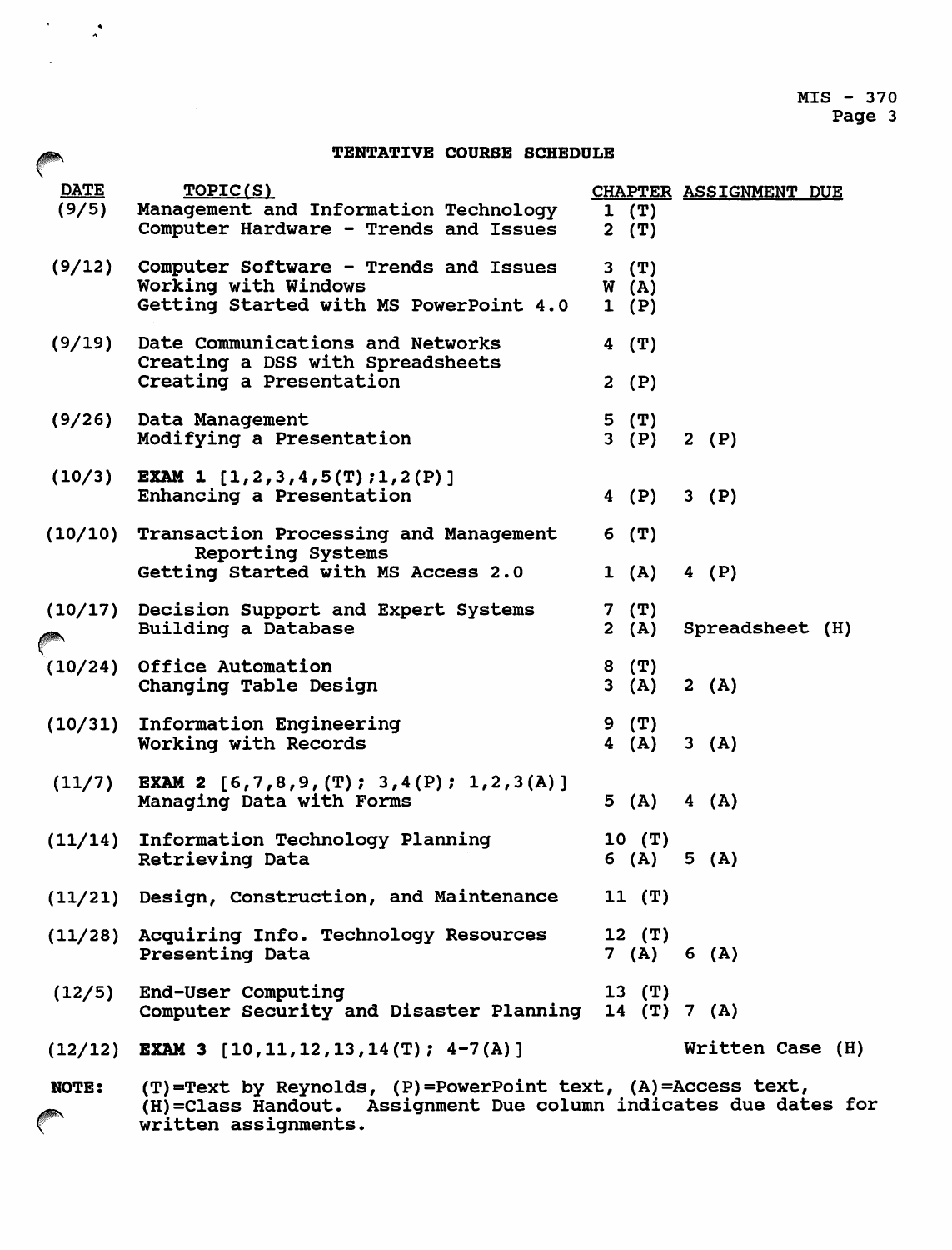## TENTATIVE COURSE SCHEDULE

| DATE | TOPIC(S) | CHAPTER | ASSIGNMENT DUE |
|---|---|---|---|
| (9/5) | Management and Information Technology | 1 (T) | |
| | Computer Hardware - Trends and Issues | 2 (T) | |
| (9/12) | Computer Software - Trends and Issues | 3 (T) | |
| | Working with Windows | W (A) | |
| | Getting Started with MS PowerPoint 4.0 | 1 (P) | |
| (9/19) | Date Communications and Networks | 4 (T) | |
| | Creating a DSS with Spreadsheets | | |
| | Creating a Presentation | 2 (P) | |
| (9/26) | Data Management | 5 (T) | |
| | Modifying a Presentation | 3 (P) | 2 (P) |
| (10/3) | **EXAM 1** [1,2,3,4,5(T);1,2(P)] | | |
| | Enhancing a Presentation | 4 (P) | 3 (P) |
| (10/10) | Transaction Processing and Management Reporting Systems | 6 (T) | |
| | Getting Started with MS Access 2.0 | 1 (A) | 4 (P) |
| (10/17) | Decision Support and Expert Systems | 7 (T) | |
| | Building a Database | 2 (A) | Spreadsheet (H) |
| (10/24) | Office Automation | 8 (T) | |
| | Changing Table Design | 3 (A) | 2 (A) |
| (10/31) | Information Engineering | 9 (T) | |
| | Working with Records | 4 (A) | 3 (A) |
| (11/7) | **EXAM 2** [6,7,8,9,(T); 3,4(P); 1,2,3(A)] | | |
| | Managing Data with Forms | 5 (A) | 4 (A) |
| (11/14) | Information Technology Planning | 10 (T) | |
| | Retrieving Data | 6 (A) | 5 (A) |
| (11/21) | Design, Construction, and Maintenance | 11 (T) | |
| (11/28) | Acquiring Info. Technology Resources | 12 (T) | |
| | Presenting Data | 7 (A) | 6 (A) |
| (12/5) | End-User Computing | 13 (T) | |
| | Computer Security and Disaster Planning | 14 (T) | 7 (A) |
| (12/12) | **EXAM 3** [10,11,12,13,14(T); 4-7(A)] | | Written Case (H) |

**NOTE:** (T)=Text by Reynolds, (P)=PowerPoint text, (A)=Access text, (H)=Class Handout. Assignment Due column indicates due dates for written assignments.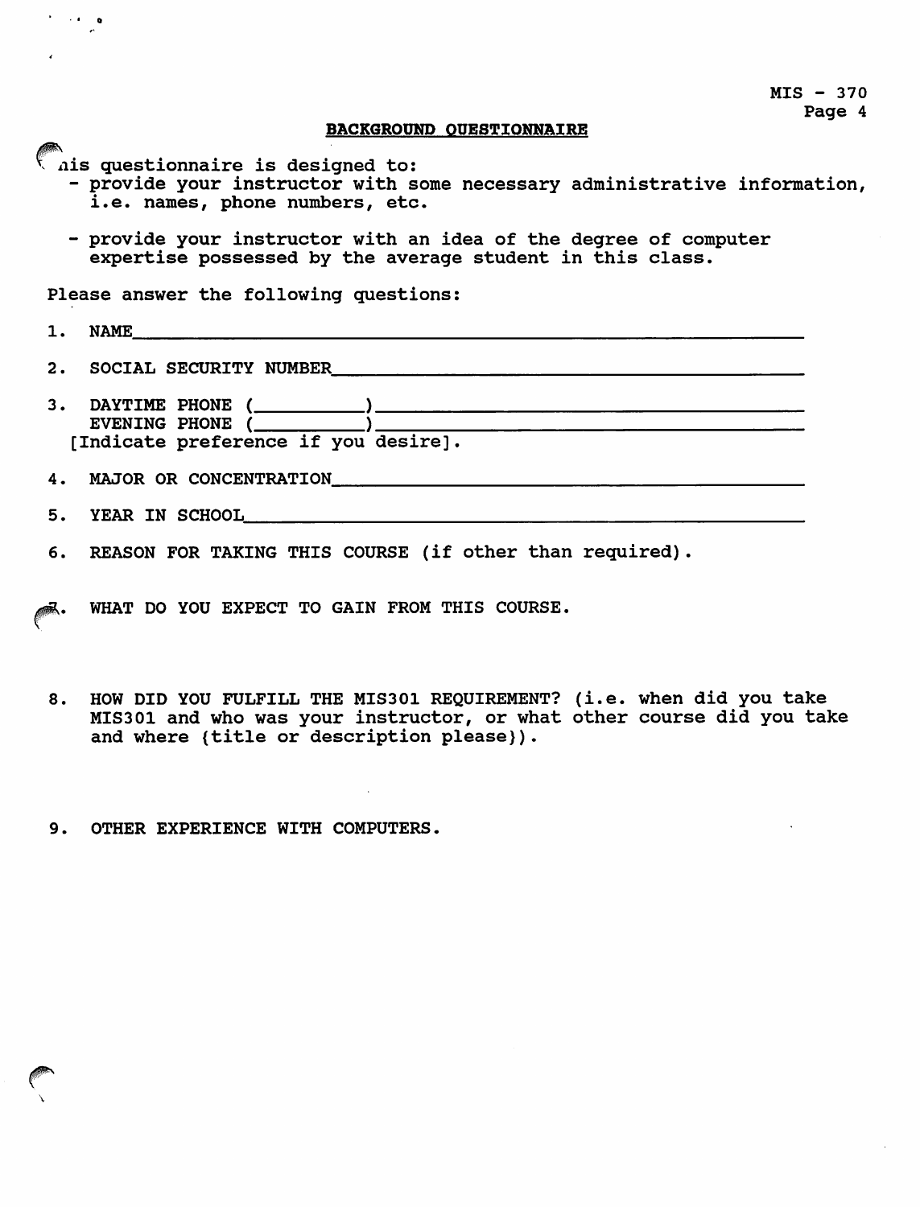## BACKGROUND QUESTIONNAIRE

This questionnaire is designed to:

- provide your instructor with some necessary administrative information, i.e. names, phone numbers, etc.
- provide your instructor with an idea of the degree of computer expertise possessed by the average student in this class.

Please answer the following questions:

1. NAME______________________________________________________________

2. SOCIAL SECURITY NUMBER_____________________________________________

3. DAYTIME PHONE (__________)_______________________________________
   EVENING PHONE (__________)_______________________________________
   [Indicate preference if you desire].

4. MAJOR OR CONCENTRATION_____________________________________________

5. YEAR IN SCHOOL____________________________________________________

6. REASON FOR TAKING THIS COURSE (if other than required).

7. WHAT DO YOU EXPECT TO GAIN FROM THIS COURSE.

8. HOW DID YOU FULFILL THE MIS301 REQUIREMENT? (i.e. when did you take MIS301 and who was your instructor, or what other course did you take and where (title or description please)).

9. OTHER EXPERIENCE WITH COMPUTERS.